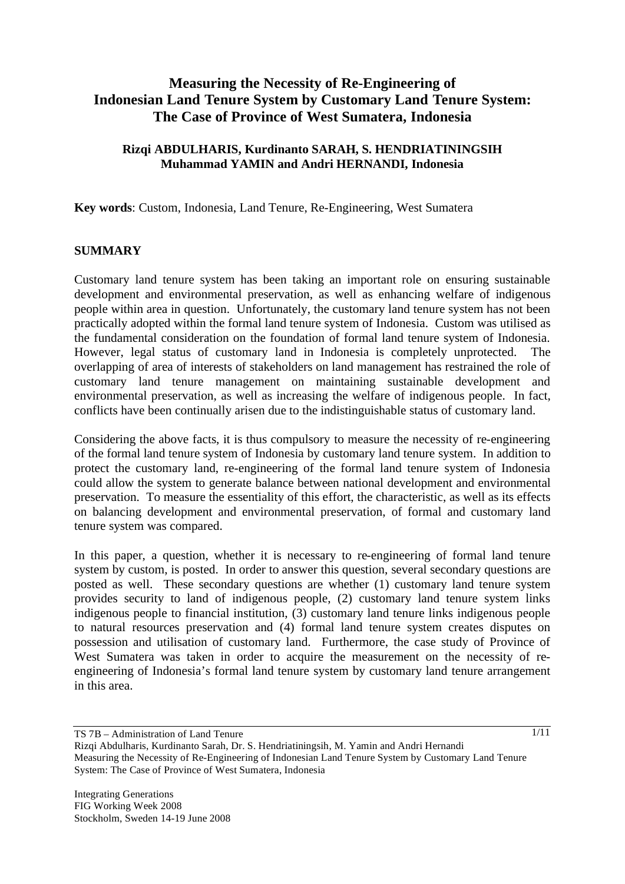# Measuring the Necessity of Re-Engineering of Indonesian Land Tenure System by Customary Land Tenure System: The Case of Province of West Sumatera, Indonesia

**Rizqi ABDULHARIS, Kurdinanto SARAH, S. HENDRIATININGSIH Muhammad YAMIN and Andri HERNANDI, Indonesia**

**Key words**: Custom, Indonesia, Land Tenure, Re-Engineering, West Sumatera

## SUMMARY

Customary land tenure system has been taking an important role on ensuring sustainable development and environmental preservation, as well as enhancing welfare of indigenous people within area in question. Unfortunately, the customary land tenure system has not been practically adopted within the formal land tenure system of Indonesia. Custom was utilised as the fundamental consideration on the foundation of formal land tenure system of Indonesia. However, legal status of customary land in Indonesia is completely unprotected. The overlapping of area of interests of stakeholders on land management has restrained the role of customary land tenure management on maintaining sustainable development and environmental preservation, as well as increasing the welfare of indigenous people. In fact, conflicts have been continually arisen due to the indistinguishable status of customary land.

Considering the above facts, it is thus compulsory to measure the necessity of re-engineering of the formal land tenure system of Indonesia by customary land tenure system. In addition to protect the customary land, re-engineering of the formal land tenure system of Indonesia could allow the system to generate balance between national development and environmental preservation. To measure the essentiality of this effort, the characteristic, as well as its effects on balancing development and environmental preservation, of formal and customary land tenure system was compared.

In this paper, a question, whether it is necessary to re-engineering of formal land tenure system by custom, is posted. In order to answer this question, several secondary questions are posted as well. These secondary questions are whether (1) customary land tenure system provides security to land of indigenous people, (2) customary land tenure system links indigenous people to financial institution, (3) customary land tenure links indigenous people to natural resources preservation and (4) formal land tenure system creates disputes on possession and utilisation of customary land. Furthermore, the case study of Province of West Sumatera was taken in order to acquire the measurement on the necessity of re-engineering of Indonesia's formal land tenure system by customary land tenure arrangement in this area.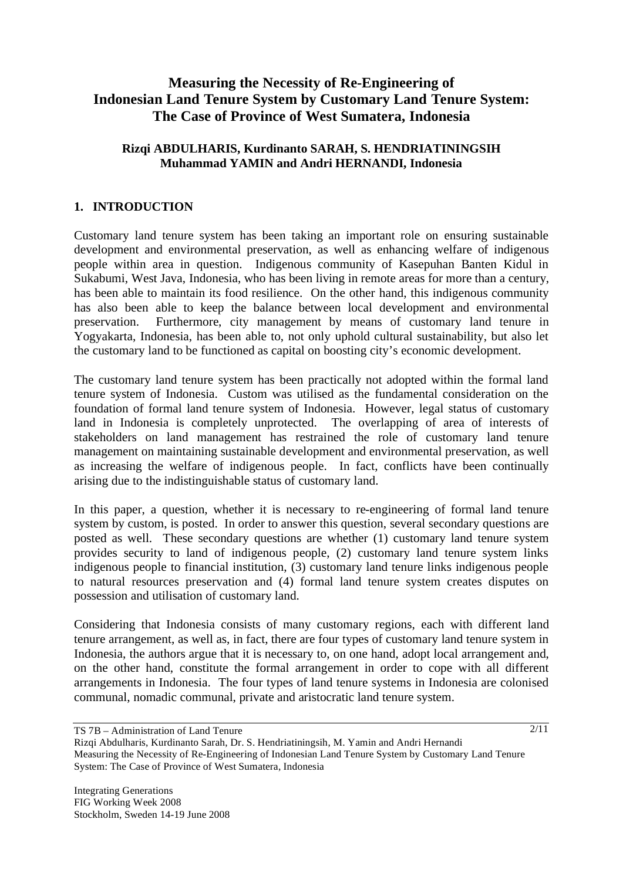# Measuring the Necessity of Re-Engineering of Indonesian Land Tenure System by Customary Land Tenure System: The Case of Province of West Sumatera, Indonesia

**Rizqi ABDULHARIS, Kurdinanto SARAH, S. HENDRIATININGSIH Muhammad YAMIN and Andri HERNANDI, Indonesia**

## 1. INTRODUCTION

Customary land tenure system has been taking an important role on ensuring sustainable development and environmental preservation, as well as enhancing welfare of indigenous people within area in question. Indigenous community of Kasepuhan Banten Kidul in Sukabumi, West Java, Indonesia, who has been living in remote areas for more than a century, has been able to maintain its food resilience. On the other hand, this indigenous community has also been able to keep the balance between local development and environmental preservation. Furthermore, city management by means of customary land tenure in Yogyakarta, Indonesia, has been able to, not only uphold cultural sustainability, but also let the customary land to be functioned as capital on boosting city's economic development.

The customary land tenure system has been practically not adopted within the formal land tenure system of Indonesia. Custom was utilised as the fundamental consideration on the foundation of formal land tenure system of Indonesia. However, legal status of customary land in Indonesia is completely unprotected. The overlapping of area of interests of stakeholders on land management has restrained the role of customary land tenure management on maintaining sustainable development and environmental preservation, as well as increasing the welfare of indigenous people. In fact, conflicts have been continually arising due to the indistinguishable status of customary land.

In this paper, a question, whether it is necessary to re-engineering of formal land tenure system by custom, is posted. In order to answer this question, several secondary questions are posted as well. These secondary questions are whether (1) customary land tenure system provides security to land of indigenous people, (2) customary land tenure system links indigenous people to financial institution, (3) customary land tenure links indigenous people to natural resources preservation and (4) formal land tenure system creates disputes on possession and utilisation of customary land.

Considering that Indonesia consists of many customary regions, each with different land tenure arrangement, as well as, in fact, there are four types of customary land tenure system in Indonesia, the authors argue that it is necessary to, on one hand, adopt local arrangement and, on the other hand, constitute the formal arrangement in order to cope with all different arrangements in Indonesia. The four types of land tenure systems in Indonesia are colonised communal, nomadic communal, private and aristocratic land tenure system.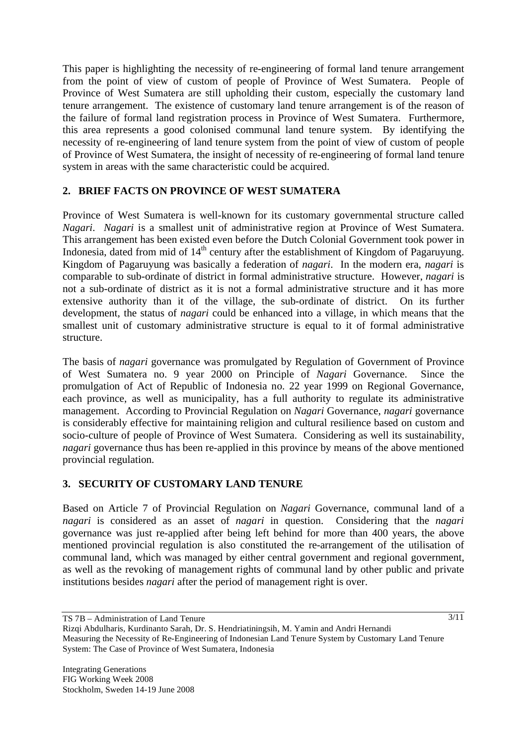This paper is highlighting the necessity of re-engineering of formal land tenure arrangement from the point of view of custom of people of Province of West Sumatera. People of Province of West Sumatera are still upholding their custom, especially the customary land tenure arrangement. The existence of customary land tenure arrangement is of the reason of the failure of formal land registration process in Province of West Sumatera. Furthermore, this area represents a good colonised communal land tenure system. By identifying the necessity of re-engineering of land tenure system from the point of view of custom of people of Province of West Sumatera, the insight of necessity of re-engineering of formal land tenure system in areas with the same characteristic could be acquired.

## 2. BRIEF FACTS ON PROVINCE OF WEST SUMATERA

Province of West Sumatera is well-known for its customary governmental structure called *Nagari*. *Nagari* is a smallest unit of administrative region at Province of West Sumatera. This arrangement has been existed even before the Dutch Colonial Government took power in Indonesia, dated from mid of 14th century after the establishment of Kingdom of Pagaruyung. Kingdom of Pagaruyung was basically a federation of *nagari*. In the modern era, *nagari* is comparable to sub-ordinate of district in formal administrative structure. However, *nagari* is not a sub-ordinate of district as it is not a formal administrative structure and it has more extensive authority than it of the village, the sub-ordinate of district. On its further development, the status of *nagari* could be enhanced into a village, in which means that the smallest unit of customary administrative structure is equal to it of formal administrative structure.

The basis of *nagari* governance was promulgated by Regulation of Government of Province of West Sumatera no. 9 year 2000 on Principle of *Nagari* Governance. Since the promulgation of Act of Republic of Indonesia no. 22 year 1999 on Regional Governance, each province, as well as municipality, has a full authority to regulate its administrative management. According to Provincial Regulation on *Nagari* Governance, *nagari* governance is considerably effective for maintaining religion and cultural resilience based on custom and socio-culture of people of Province of West Sumatera. Considering as well its sustainability, *nagari* governance thus has been re-applied in this province by means of the above mentioned provincial regulation.

## 3. SECURITY OF CUSTOMARY LAND TENURE

Based on Article 7 of Provincial Regulation on *Nagari* Governance, communal land of a *nagari* is considered as an asset of *nagari* in question. Considering that the *nagari* governance was just re-applied after being left behind for more than 400 years, the above mentioned provincial regulation is also constituted the re-arrangement of the utilisation of communal land, which was managed by either central government and regional government, as well as the revoking of management rights of communal land by other public and private institutions besides *nagari* after the period of management right is over.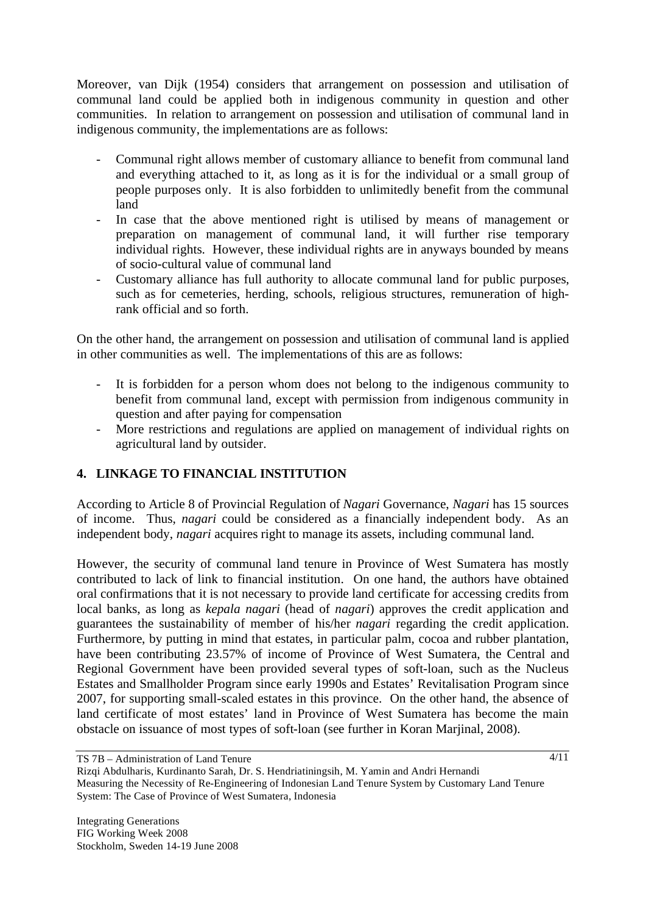Moreover, van Dijk (1954) considers that arrangement on possession and utilisation of communal land could be applied both in indigenous community in question and other communities. In relation to arrangement on possession and utilisation of communal land in indigenous community, the implementations are as follows:

- Communal right allows member of customary alliance to benefit from communal land and everything attached to it, as long as it is for the individual or a small group of people purposes only. It is also forbidden to unlimitedly benefit from the communal land
- In case that the above mentioned right is utilised by means of management or preparation on management of communal land, it will further rise temporary individual rights. However, these individual rights are in anyways bounded by means of socio-cultural value of communal land
- Customary alliance has full authority to allocate communal land for public purposes, such as for cemeteries, herding, schools, religious structures, remuneration of high-rank official and so forth.

On the other hand, the arrangement on possession and utilisation of communal land is applied in other communities as well. The implementations of this are as follows:

- It is forbidden for a person whom does not belong to the indigenous community to benefit from communal land, except with permission from indigenous community in question and after paying for compensation
- More restrictions and regulations are applied on management of individual rights on agricultural land by outsider.

## 4. LINKAGE TO FINANCIAL INSTITUTION

According to Article 8 of Provincial Regulation of *Nagari* Governance, *Nagari* has 15 sources of income. Thus, *nagari* could be considered as a financially independent body. As an independent body, *nagari* acquires right to manage its assets, including communal land.

However, the security of communal land tenure in Province of West Sumatera has mostly contributed to lack of link to financial institution. On one hand, the authors have obtained oral confirmations that it is not necessary to provide land certificate for accessing credits from local banks, as long as *kepala nagari* (head of *nagari*) approves the credit application and guarantees the sustainability of member of his/her *nagari* regarding the credit application. Furthermore, by putting in mind that estates, in particular palm, cocoa and rubber plantation, have been contributing 23.57% of income of Province of West Sumatera, the Central and Regional Government have been provided several types of soft-loan, such as the Nucleus Estates and Smallholder Program since early 1990s and Estates' Revitalisation Program since 2007, for supporting small-scaled estates in this province. On the other hand, the absence of land certificate of most estates' land in Province of West Sumatera has become the main obstacle on issuance of most types of soft-loan (see further in Koran Marjinal, 2008).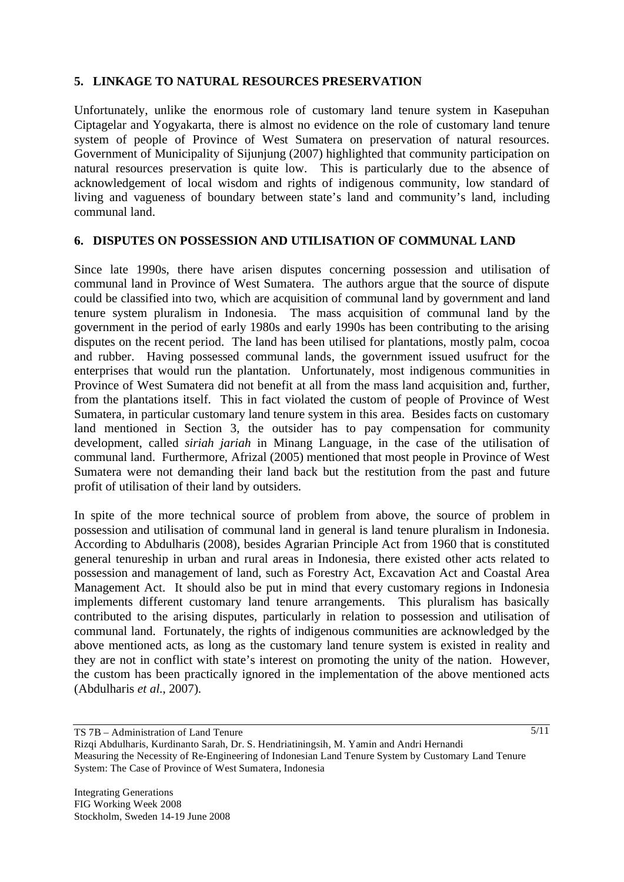## 5. LINKAGE TO NATURAL RESOURCES PRESERVATION

Unfortunately, unlike the enormous role of customary land tenure system in Kasepuhan Ciptagelar and Yogyakarta, there is almost no evidence on the role of customary land tenure system of people of Province of West Sumatera on preservation of natural resources. Government of Municipality of Sijunjung (2007) highlighted that community participation on natural resources preservation is quite low. This is particularly due to the absence of acknowledgement of local wisdom and rights of indigenous community, low standard of living and vagueness of boundary between state's land and community's land, including communal land.

## 6. DISPUTES ON POSSESSION AND UTILISATION OF COMMUNAL LAND

Since late 1990s, there have arisen disputes concerning possession and utilisation of communal land in Province of West Sumatera. The authors argue that the source of dispute could be classified into two, which are acquisition of communal land by government and land tenure system pluralism in Indonesia. The mass acquisition of communal land by the government in the period of early 1980s and early 1990s has been contributing to the arising disputes on the recent period. The land has been utilised for plantations, mostly palm, cocoa and rubber. Having possessed communal lands, the government issued usufruct for the enterprises that would run the plantation. Unfortunately, most indigenous communities in Province of West Sumatera did not benefit at all from the mass land acquisition and, further, from the plantations itself. This in fact violated the custom of people of Province of West Sumatera, in particular customary land tenure system in this area. Besides facts on customary land mentioned in Section 3, the outsider has to pay compensation for community development, called *siriah jariah* in Minang Language, in the case of the utilisation of communal land. Furthermore, Afrizal (2005) mentioned that most people in Province of West Sumatera were not demanding their land back but the restitution from the past and future profit of utilisation of their land by outsiders.

In spite of the more technical source of problem from above, the source of problem in possession and utilisation of communal land in general is land tenure pluralism in Indonesia. According to Abdulharis (2008), besides Agrarian Principle Act from 1960 that is constituted general tenureship in urban and rural areas in Indonesia, there existed other acts related to possession and management of land, such as Forestry Act, Excavation Act and Coastal Area Management Act. It should also be put in mind that every customary regions in Indonesia implements different customary land tenure arrangements. This pluralism has basically contributed to the arising disputes, particularly in relation to possession and utilisation of communal land. Fortunately, the rights of indigenous communities are acknowledged by the above mentioned acts, as long as the customary land tenure system is existed in reality and they are not in conflict with state's interest on promoting the unity of the nation. However, the custom has been practically ignored in the implementation of the above mentioned acts (Abdulharis *et al.*, 2007).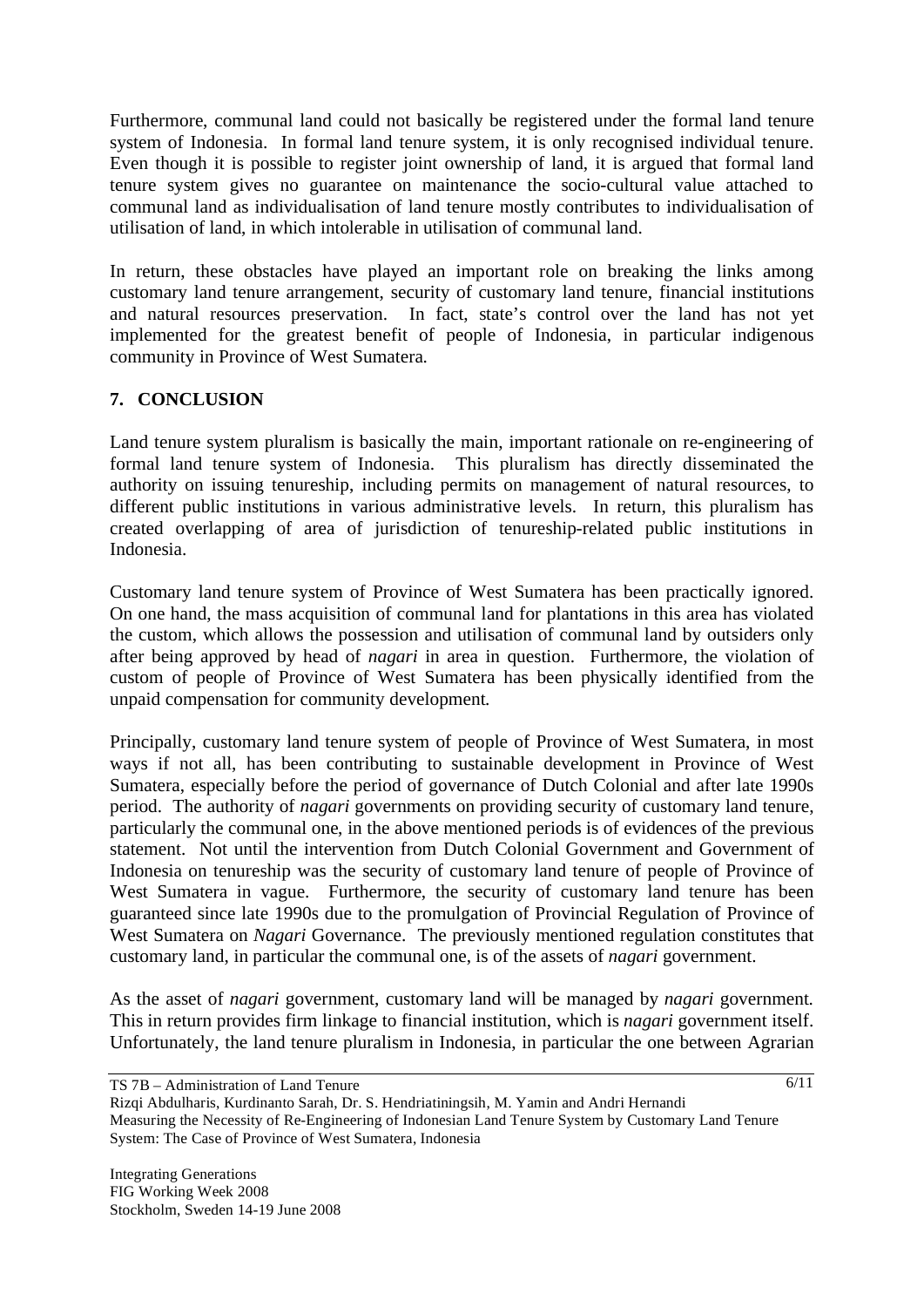Furthermore, communal land could not basically be registered under the formal land tenure system of Indonesia. In formal land tenure system, it is only recognised individual tenure. Even though it is possible to register joint ownership of land, it is argued that formal land tenure system gives no guarantee on maintenance the socio-cultural value attached to communal land as individualisation of land tenure mostly contributes to individualisation of utilisation of land, in which intolerable in utilisation of communal land.

In return, these obstacles have played an important role on breaking the links among customary land tenure arrangement, security of customary land tenure, financial institutions and natural resources preservation. In fact, state's control over the land has not yet implemented for the greatest benefit of people of Indonesia, in particular indigenous community in Province of West Sumatera.

## 7. CONCLUSION

Land tenure system pluralism is basically the main, important rationale on re-engineering of formal land tenure system of Indonesia. This pluralism has directly disseminated the authority on issuing tenureship, including permits on management of natural resources, to different public institutions in various administrative levels. In return, this pluralism has created overlapping of area of jurisdiction of tenureship-related public institutions in Indonesia.

Customary land tenure system of Province of West Sumatera has been practically ignored. On one hand, the mass acquisition of communal land for plantations in this area has violated the custom, which allows the possession and utilisation of communal land by outsiders only after being approved by head of *nagari* in area in question. Furthermore, the violation of custom of people of Province of West Sumatera has been physically identified from the unpaid compensation for community development.

Principally, customary land tenure system of people of Province of West Sumatera, in most ways if not all, has been contributing to sustainable development in Province of West Sumatera, especially before the period of governance of Dutch Colonial and after late 1990s period. The authority of *nagari* governments on providing security of customary land tenure, particularly the communal one, in the above mentioned periods is of evidences of the previous statement. Not until the intervention from Dutch Colonial Government and Government of Indonesia on tenureship was the security of customary land tenure of people of Province of West Sumatera in vague. Furthermore, the security of customary land tenure has been guaranteed since late 1990s due to the promulgation of Provincial Regulation of Province of West Sumatera on *Nagari* Governance. The previously mentioned regulation constitutes that customary land, in particular the communal one, is of the assets of *nagari* government.

As the asset of *nagari* government, customary land will be managed by *nagari* government. This in return provides firm linkage to financial institution, which is *nagari* government itself. Unfortunately, the land tenure pluralism in Indonesia, in particular the one between Agrarian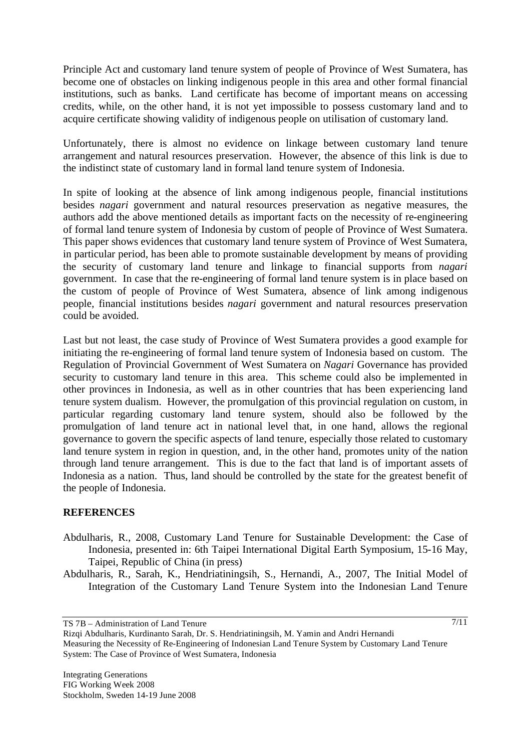Principle Act and customary land tenure system of people of Province of West Sumatera, has become one of obstacles on linking indigenous people in this area and other formal financial institutions, such as banks. Land certificate has become of important means on accessing credits, while, on the other hand, it is not yet impossible to possess customary land and to acquire certificate showing validity of indigenous people on utilisation of customary land.

Unfortunately, there is almost no evidence on linkage between customary land tenure arrangement and natural resources preservation. However, the absence of this link is due to the indistinct state of customary land in formal land tenure system of Indonesia.

In spite of looking at the absence of link among indigenous people, financial institutions besides *nagari* government and natural resources preservation as negative measures, the authors add the above mentioned details as important facts on the necessity of re-engineering of formal land tenure system of Indonesia by custom of people of Province of West Sumatera. This paper shows evidences that customary land tenure system of Province of West Sumatera, in particular period, has been able to promote sustainable development by means of providing the security of customary land tenure and linkage to financial supports from *nagari* government. In case that the re-engineering of formal land tenure system is in place based on the custom of people of Province of West Sumatera, absence of link among indigenous people, financial institutions besides *nagari* government and natural resources preservation could be avoided.

Last but not least, the case study of Province of West Sumatera provides a good example for initiating the re-engineering of formal land tenure system of Indonesia based on custom. The Regulation of Provincial Government of West Sumatera on *Nagari* Governance has provided security to customary land tenure in this area. This scheme could also be implemented in other provinces in Indonesia, as well as in other countries that has been experiencing land tenure system dualism. However, the promulgation of this provincial regulation on custom, in particular regarding customary land tenure system, should also be followed by the promulgation of land tenure act in national level that, in one hand, allows the regional governance to govern the specific aspects of land tenure, especially those related to customary land tenure system in region in question, and, in the other hand, promotes unity of the nation through land tenure arrangement. This is due to the fact that land is of important assets of Indonesia as a nation. Thus, land should be controlled by the state for the greatest benefit of the people of Indonesia.

## REFERENCES

Abdulharis, R., 2008, Customary Land Tenure for Sustainable Development: the Case of Indonesia, presented in: 6th Taipei International Digital Earth Symposium, 15-16 May, Taipei, Republic of China (in press)

Abdulharis, R., Sarah, K., Hendriatiningsih, S., Hernandi, A., 2007, The Initial Model of Integration of the Customary Land Tenure System into the Indonesian Land Tenure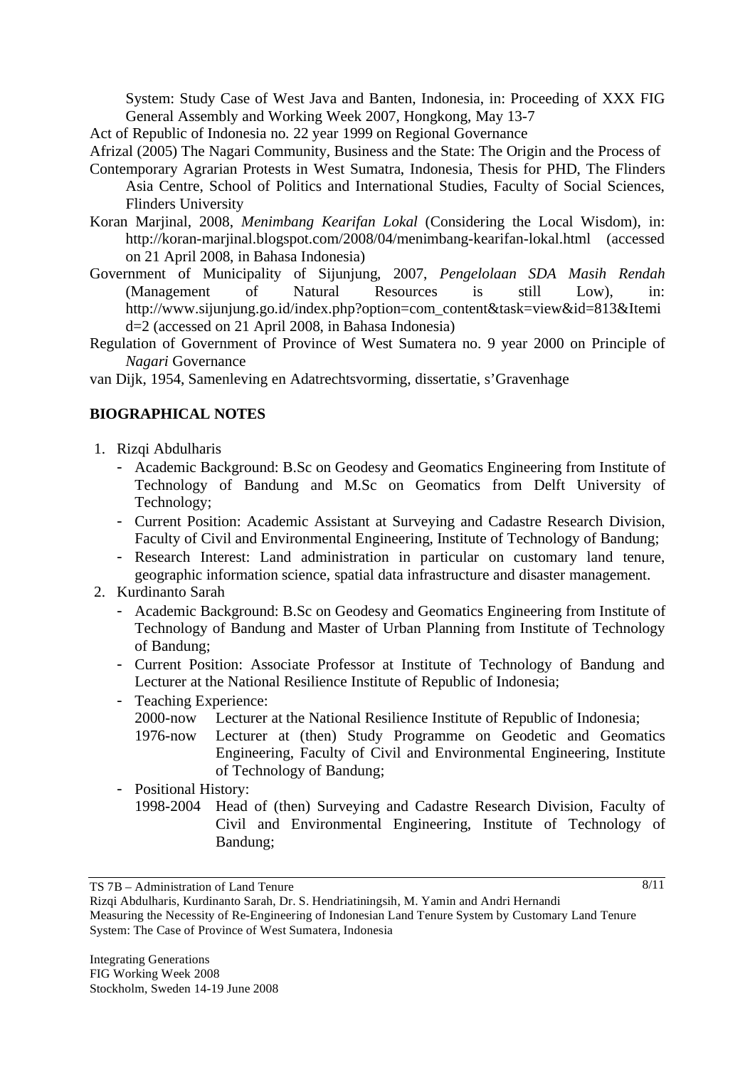System: Study Case of West Java and Banten, Indonesia, in: Proceeding of XXX FIG General Assembly and Working Week 2007, Hongkong, May 13-7

Act of Republic of Indonesia no. 22 year 1999 on Regional Governance

Afrizal (2005) The Nagari Community, Business and the State: The Origin and the Process of Contemporary Agrarian Protests in West Sumatra, Indonesia, Thesis for PHD, The Flinders Asia Centre, School of Politics and International Studies, Faculty of Social Sciences, Flinders University

Koran Marjinal, 2008, *Menimbang Kearifan Lokal* (Considering the Local Wisdom), in: http://koran-marjinal.blogspot.com/2008/04/menimbang-kearifan-lokal.html (accessed on 21 April 2008, in Bahasa Indonesia)

Government of Municipality of Sijunjung, 2007, *Pengelolaan SDA Masih Rendah* (Management of Natural Resources is still Low), in: http://www.sijunjung.go.id/index.php?option=com_content&task=view&id=813&Itemid=2 (accessed on 21 April 2008, in Bahasa Indonesia)

Regulation of Government of Province of West Sumatera no. 9 year 2000 on Principle of *Nagari* Governance

van Dijk, 1954, Samenleving en Adatrechtsvorming, dissertatie, s'Gravenhage

## BIOGRAPHICAL NOTES

1. Rizqi Abdulharis
   - Academic Background: B.Sc on Geodesy and Geomatics Engineering from Institute of Technology of Bandung and M.Sc on Geomatics from Delft University of Technology;
   - Current Position: Academic Assistant at Surveying and Cadastre Research Division, Faculty of Civil and Environmental Engineering, Institute of Technology of Bandung;
   - Research Interest: Land administration in particular on customary land tenure, geographic information science, spatial data infrastructure and disaster management.
2. Kurdinanto Sarah
   - Academic Background: B.Sc on Geodesy and Geomatics Engineering from Institute of Technology of Bandung and Master of Urban Planning from Institute of Technology of Bandung;
   - Current Position: Associate Professor at Institute of Technology of Bandung and Lecturer at the National Resilience Institute of Republic of Indonesia;
   - Teaching Experience:
     - 2000-now Lecturer at the National Resilience Institute of Republic of Indonesia;
     - 1976-now Lecturer at (then) Study Programme on Geodetic and Geomatics Engineering, Faculty of Civil and Environmental Engineering, Institute of Technology of Bandung;
   - Positional History:
     - 1998-2004 Head of (then) Surveying and Cadastre Research Division, Faculty of Civil and Environmental Engineering, Institute of Technology of Bandung;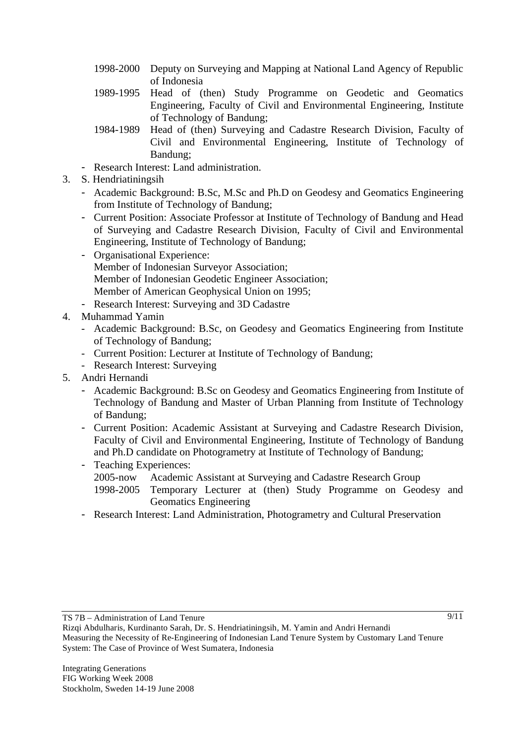1998-2000 Deputy on Surveying and Mapping at National Land Agency of Republic of Indonesia

1989-1995 Head of (then) Study Programme on Geodetic and Geomatics Engineering, Faculty of Civil and Environmental Engineering, Institute of Technology of Bandung;

1984-1989 Head of (then) Surveying and Cadastre Research Division, Faculty of Civil and Environmental Engineering, Institute of Technology of Bandung;

- Research Interest: Land administration.

3. S. Hendriatiningsih
   - Academic Background: B.Sc, M.Sc and Ph.D on Geodesy and Geomatics Engineering from Institute of Technology of Bandung;
   - Current Position: Associate Professor at Institute of Technology of Bandung and Head of Surveying and Cadastre Research Division, Faculty of Civil and Environmental Engineering, Institute of Technology of Bandung;
   - Organisational Experience:
     Member of Indonesian Surveyor Association;
     Member of Indonesian Geodetic Engineer Association;
     Member of American Geophysical Union on 1995;
   - Research Interest: Surveying and 3D Cadastre
4. Muhammad Yamin
   - Academic Background: B.Sc, on Geodesy and Geomatics Engineering from Institute of Technology of Bandung;
   - Current Position: Lecturer at Institute of Technology of Bandung;
   - Research Interest: Surveying
5. Andri Hernandi
   - Academic Background: B.Sc on Geodesy and Geomatics Engineering from Institute of Technology of Bandung and Master of Urban Planning from Institute of Technology of Bandung;
   - Current Position: Academic Assistant at Surveying and Cadastre Research Division, Faculty of Civil and Environmental Engineering, Institute of Technology of Bandung and Ph.D candidate on Photogrametry at Institute of Technology of Bandung;
   - Teaching Experiences:
     2005-now Academic Assistant at Surveying and Cadastre Research Group
     1998-2005 Temporary Lecturer at (then) Study Programme on Geodesy and Geomatics Engineering
   - Research Interest: Land Administration, Photogrametry and Cultural Preservation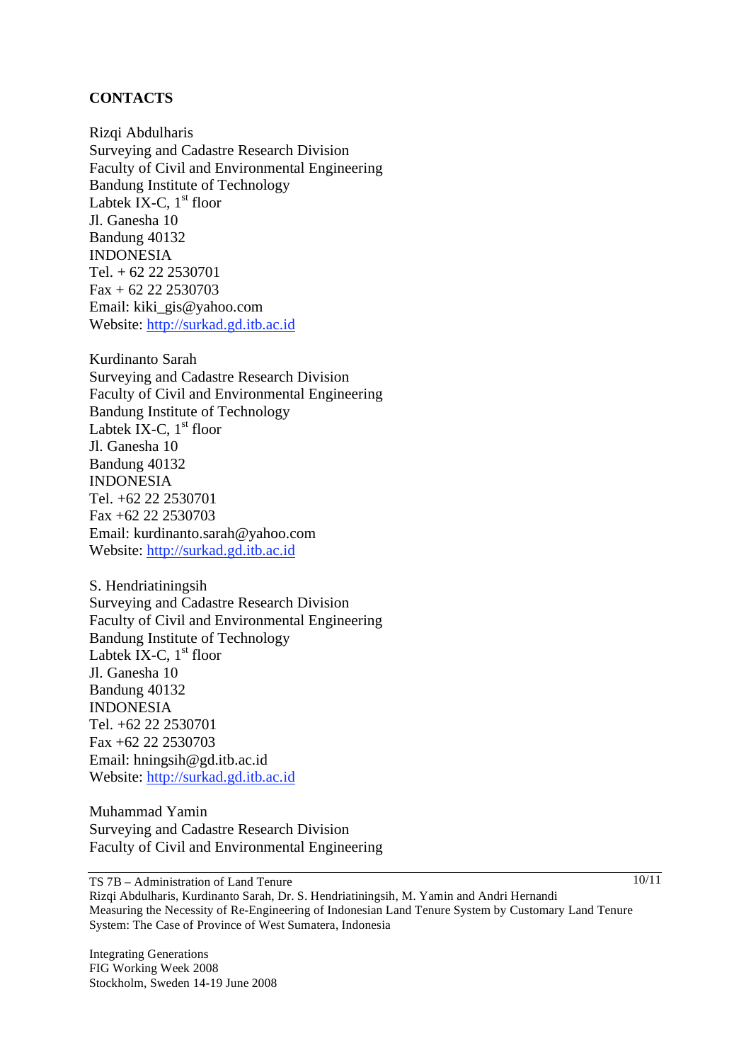**CONTACTS**

Rizqi Abdulharis
Surveying and Cadastre Research Division
Faculty of Civil and Environmental Engineering
Bandung Institute of Technology
Labtek IX-C, 1st floor
Jl. Ganesha 10
Bandung 40132
INDONESIA
Tel. + 62 22 2530701
Fax + 62 22 2530703
Email: kiki_gis@yahoo.com
Website: http://surkad.gd.itb.ac.id

Kurdinanto Sarah
Surveying and Cadastre Research Division
Faculty of Civil and Environmental Engineering
Bandung Institute of Technology
Labtek IX-C, 1st floor
Jl. Ganesha 10
Bandung 40132
INDONESIA
Tel. +62 22 2530701
Fax +62 22 2530703
Email: kurdinanto.sarah@yahoo.com
Website: http://surkad.gd.itb.ac.id

S. Hendriatiningsih
Surveying and Cadastre Research Division
Faculty of Civil and Environmental Engineering
Bandung Institute of Technology
Labtek IX-C, 1st floor
Jl. Ganesha 10
Bandung 40132
INDONESIA
Tel. +62 22 2530701
Fax +62 22 2530703
Email: hningsih@gd.itb.ac.id
Website: http://surkad.gd.itb.ac.id

Muhammad Yamin
Surveying and Cadastre Research Division
Faculty of Civil and Environmental Engineering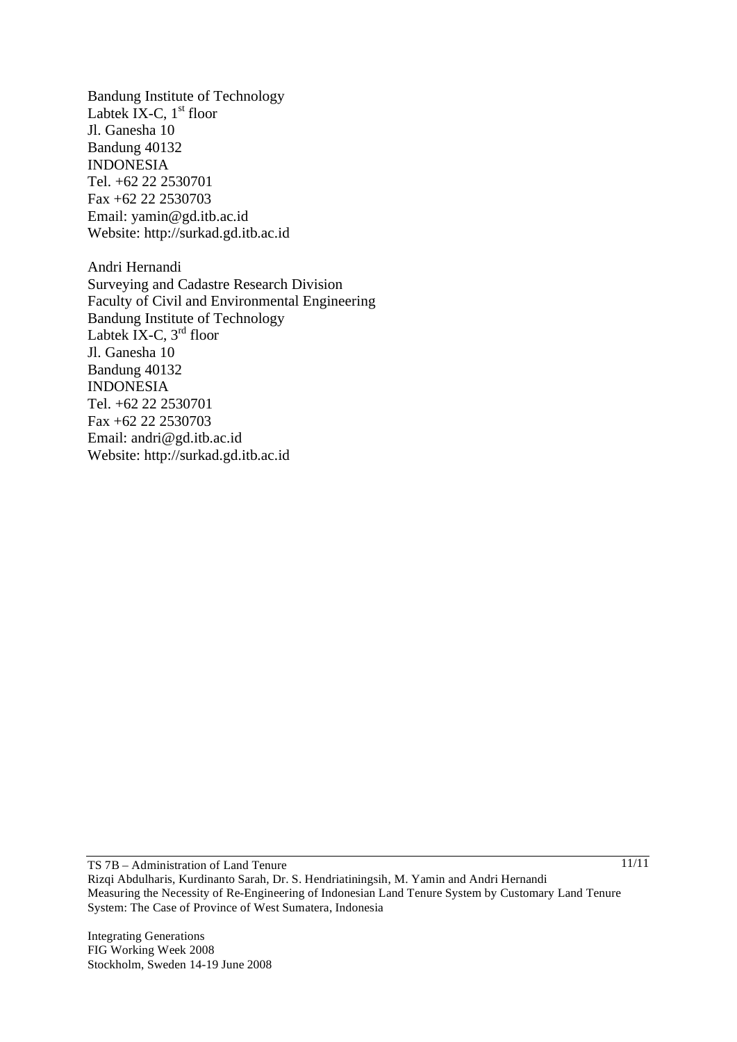Bandung Institute of Technology
Labtek IX-C, 1st floor
Jl. Ganesha 10
Bandung 40132
INDONESIA
Tel. +62 22 2530701
Fax +62 22 2530703
Email: yamin@gd.itb.ac.id
Website: http://surkad.gd.itb.ac.id

Andri Hernandi
Surveying and Cadastre Research Division
Faculty of Civil and Environmental Engineering
Bandung Institute of Technology
Labtek IX-C, 3rd floor
Jl. Ganesha 10
Bandung 40132
INDONESIA
Tel. +62 22 2530701
Fax +62 22 2530703
Email: andri@gd.itb.ac.id
Website: http://surkad.gd.itb.ac.id